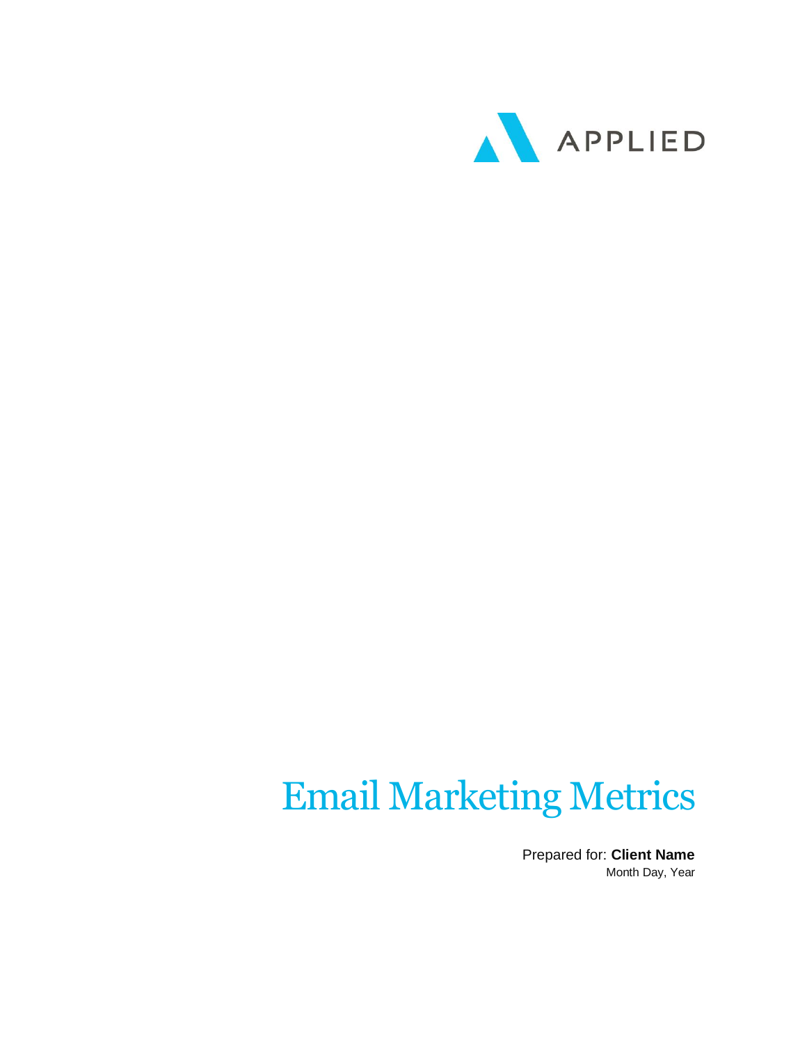APPLIED

# Email Marketing Metrics

Prepared for: **Client Name**

Month Day, Year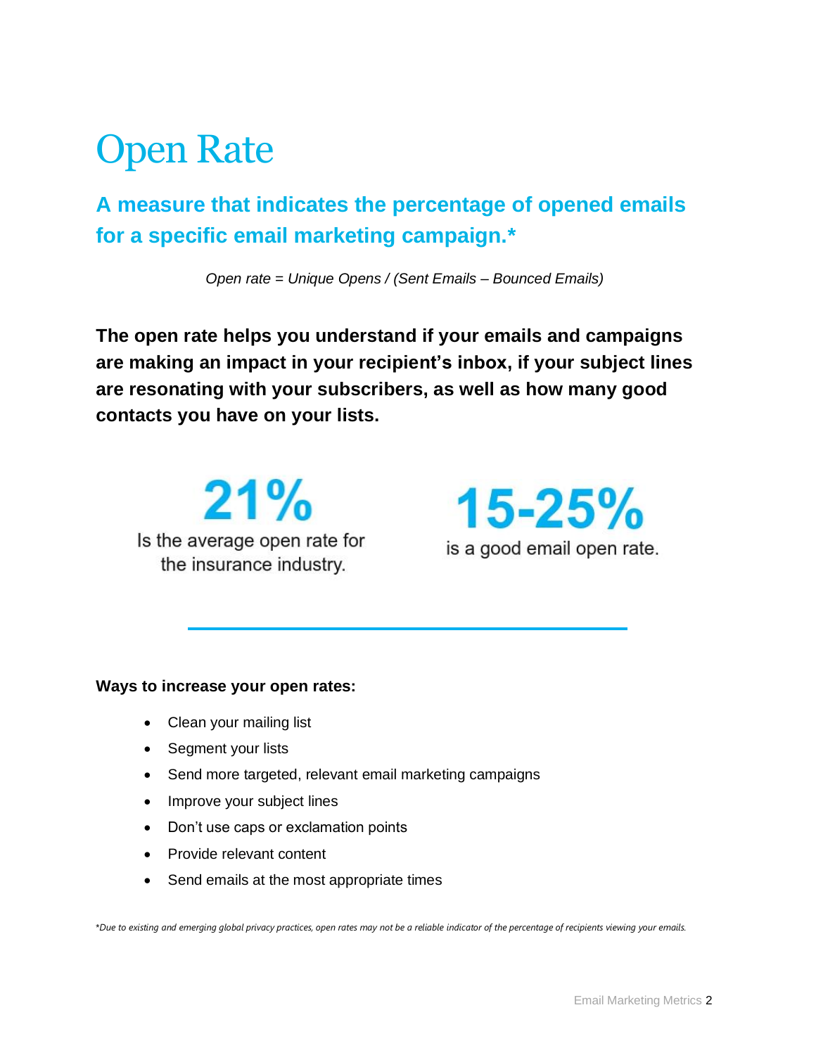# Open Rate

## A measure that indicates the percentage of opened emails for a specific email marketing campaign.*

*Open rate = Unique Opens / (Sent Emails – Bounced Emails)*

**The open rate helps you understand if your emails and campaigns are making an impact in your recipient's inbox, if your subject lines are resonating with your subscribers, as well as how many good contacts you have on your lists.**

**21%**

Is the average open rate for the insurance industry.

**15-25%**

is a good email open rate.

---

**Ways to increase your open rates:**

- Clean your mailing list
- Segment your lists
- Send more targeted, relevant email marketing campaigns
- Improve your subject lines
- Don't use caps or exclamation points
- Provide relevant content
- Send emails at the most appropriate times

*\*Due to existing and emerging global privacy practices, open rates may not be a reliable indicator of the percentage of recipients viewing your emails.*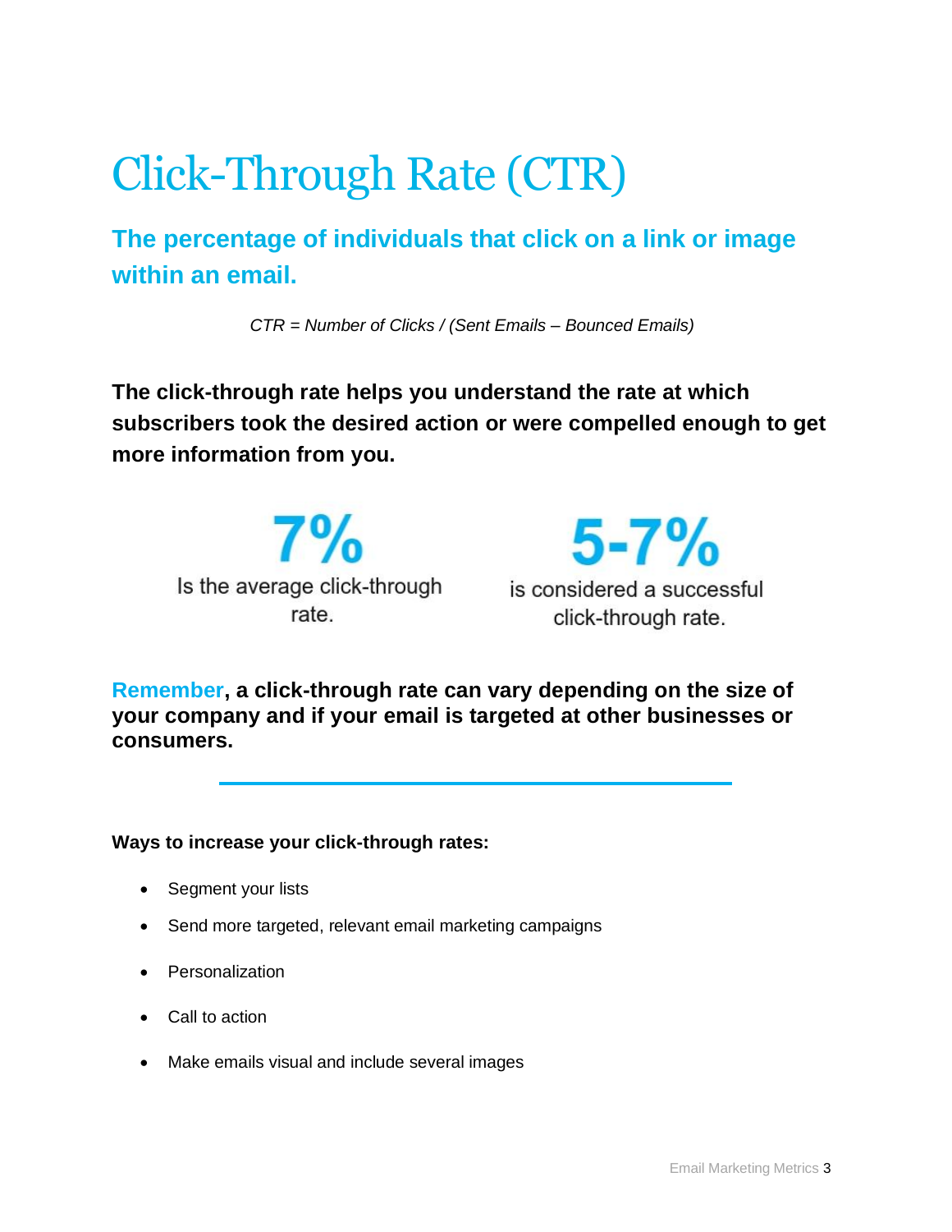# Click-Through Rate (CTR)

## The percentage of individuals that click on a link or image within an email.

*CTR = Number of Clicks / (Sent Emails – Bounced Emails)*

**The click-through rate helps you understand the rate at which subscribers took the desired action or were compelled enough to get more information from you.**

**7%**

Is the average click-through rate.

**5-7%**

is considered a successful click-through rate.

**Remember, a click-through rate can vary depending on the size of your company and if your email is targeted at other businesses or consumers.**

---

**Ways to increase your click-through rates:**

- Segment your lists
- Send more targeted, relevant email marketing campaigns
- Personalization
- Call to action
- Make emails visual and include several images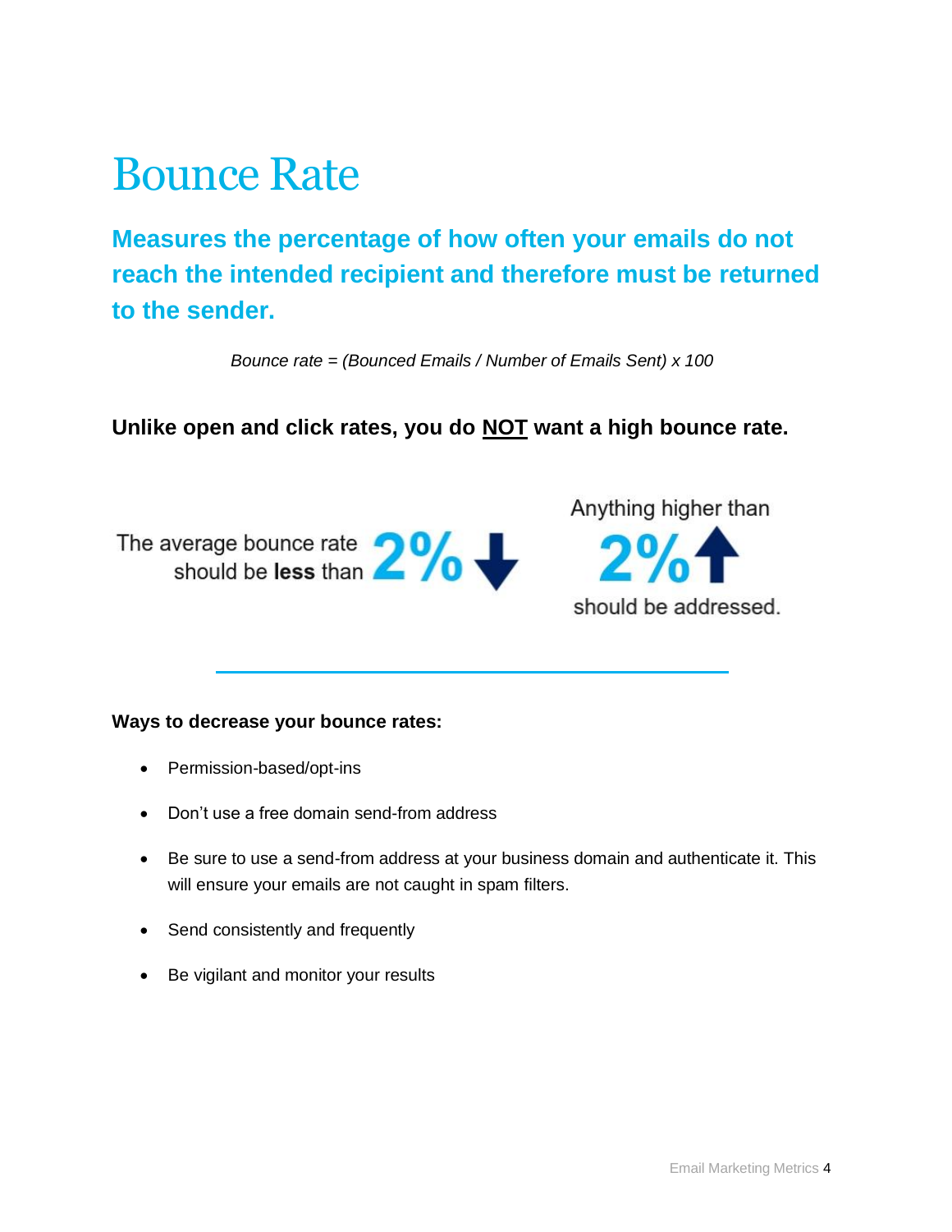# Bounce Rate

## Measures the percentage of how often your emails do not reach the intended recipient and therefore must be returned to the sender.

*Bounce rate = (Bounced Emails / Number of Emails Sent) x 100*

**Unlike open and click rates, you do NOT want a high bounce rate.**

The average bounce rate should be **less** than **2%** ↓

Anything higher than **2%** ↑ should be addressed.

---

**Ways to decrease your bounce rates:**

- Permission-based/opt-ins
- Don't use a free domain send-from address
- Be sure to use a send-from address at your business domain and authenticate it. This will ensure your emails are not caught in spam filters.
- Send consistently and frequently
- Be vigilant and monitor your results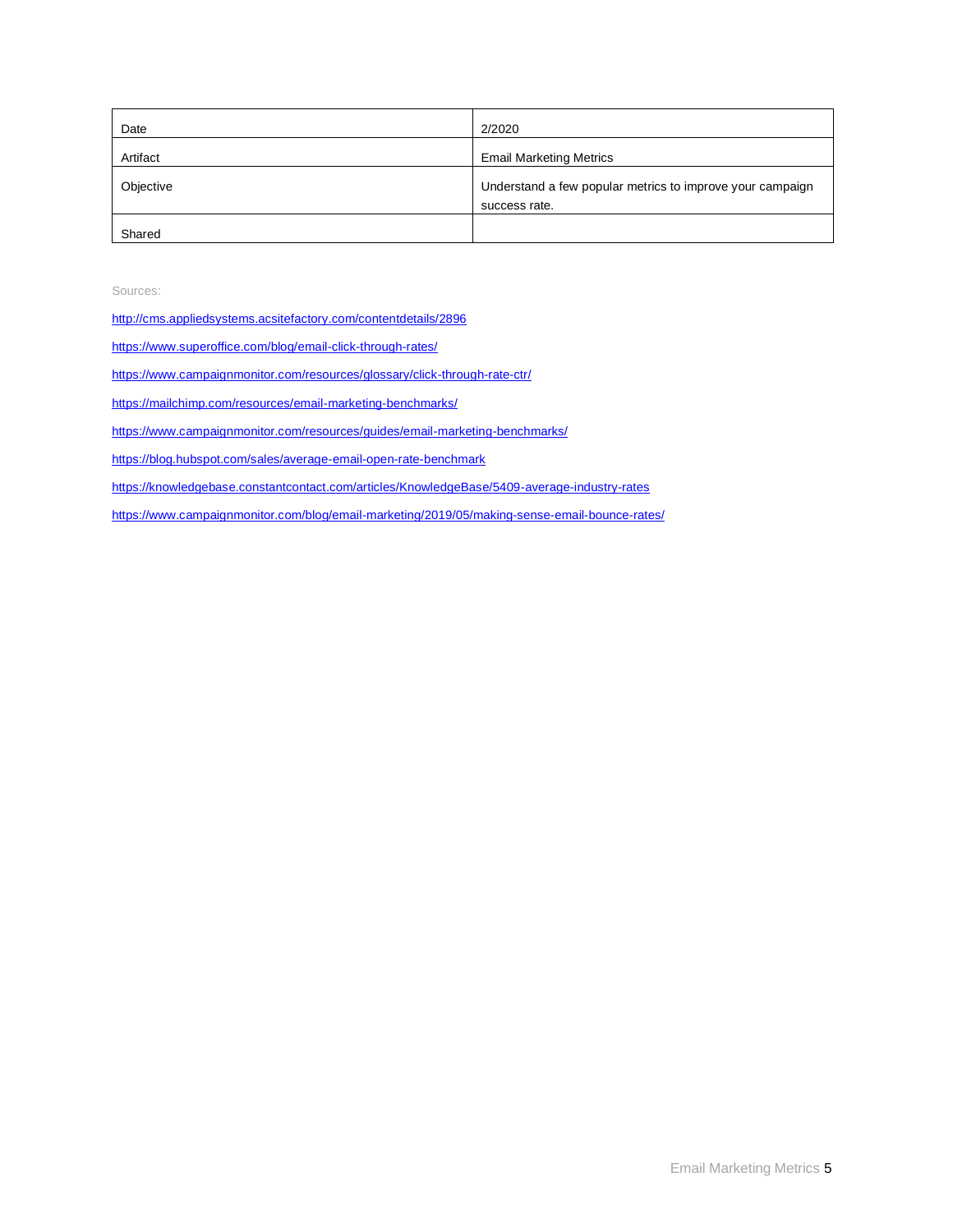| | |
|---|---|
| Date | 2/2020 |
| Artifact | Email Marketing Metrics |
| Objective | Understand a few popular metrics to improve your campaign success rate. |
| Shared | |

Sources:

http://cms.appliedsystems.acsitefactory.com/contentdetails/2896

https://www.superoffice.com/blog/email-click-through-rates/

https://www.campaignmonitor.com/resources/glossary/click-through-rate-ctr/

https://mailchimp.com/resources/email-marketing-benchmarks/

https://www.campaignmonitor.com/resources/guides/email-marketing-benchmarks/

https://blog.hubspot.com/sales/average-email-open-rate-benchmark

https://knowledgebase.constantcontact.com/articles/KnowledgeBase/5409-average-industry-rates

https://www.campaignmonitor.com/blog/email-marketing/2019/05/making-sense-email-bounce-rates/